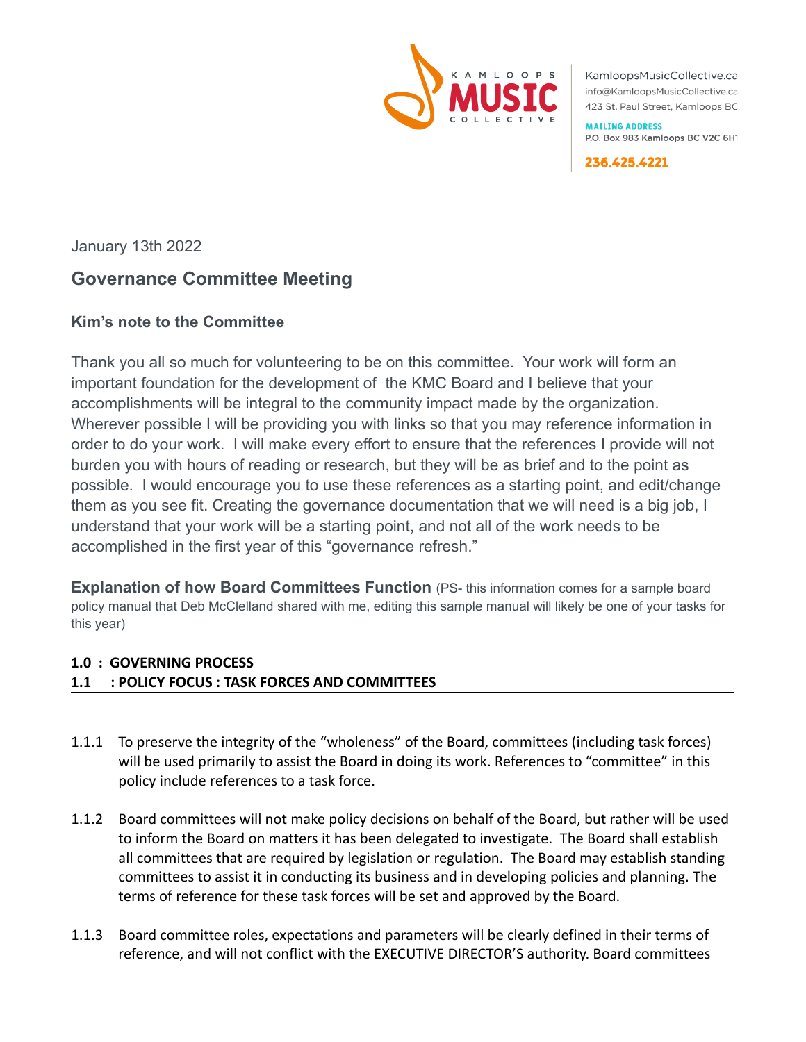KamloopsMusicCollective.ca
info@KamloopsMusicCollective.ca
423 St. Paul Street, Kamloops BC

**MAILING ADDRESS**
P.O. Box 983 Kamloops BC V2C 6H1

**236.425.4221**

January 13th 2022

## Governance Committee Meeting

### Kim's note to the Committee

Thank you all so much for volunteering to be on this committee. Your work will form an important foundation for the development of the KMC Board and I believe that your accomplishments will be integral to the community impact made by the organization. Wherever possible I will be providing you with links so that you may reference information in order to do your work. I will make every effort to ensure that the references I provide will not burden you with hours of reading or research, but they will be as brief and to the point as possible. I would encourage you to use these references as a starting point, and edit/change them as you see fit. Creating the governance documentation that we will need is a big job, I understand that your work will be a starting point, and not all of the work needs to be accomplished in the first year of this "governance refresh."

**Explanation of how Board Committees Function** (PS- this information comes for a sample board policy manual that Deb McClelland shared with me, editing this sample manual will likely be one of your tasks for this year)

**1.0 : GOVERNING PROCESS**
**1.1 : POLICY FOCUS : TASK FORCES AND COMMITTEES**

1.1.1 To preserve the integrity of the "wholeness" of the Board, committees (including task forces) will be used primarily to assist the Board in doing its work. References to "committee" in this policy include references to a task force.

1.1.2 Board committees will not make policy decisions on behalf of the Board, but rather will be used to inform the Board on matters it has been delegated to investigate. The Board shall establish all committees that are required by legislation or regulation. The Board may establish standing committees to assist it in conducting its business and in developing policies and planning. The terms of reference for these task forces will be set and approved by the Board.

1.1.3 Board committee roles, expectations and parameters will be clearly defined in their terms of reference, and will not conflict with the EXECUTIVE DIRECTOR'S authority. Board committees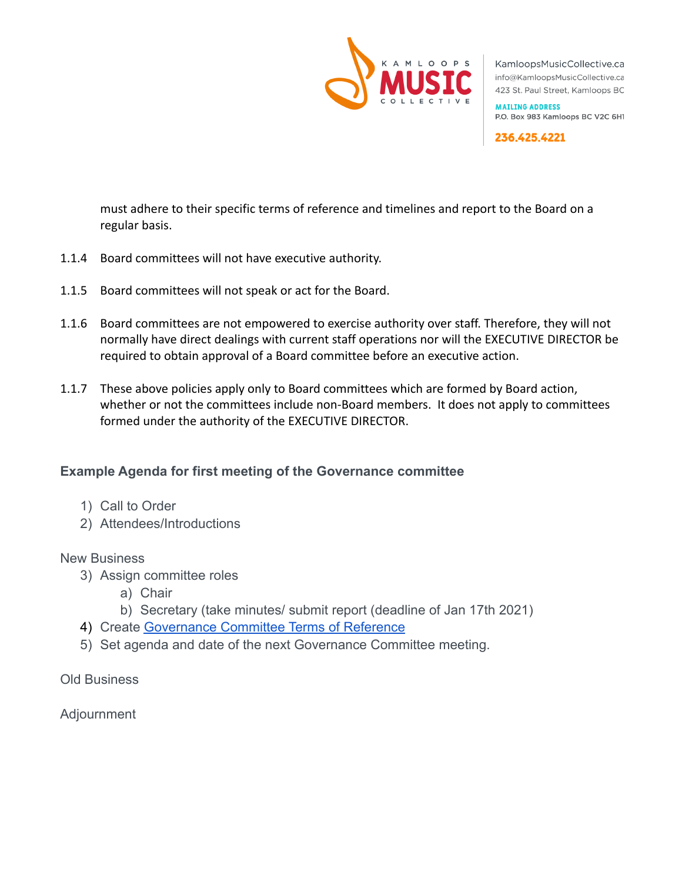must adhere to their specific terms of reference and timelines and report to the Board on a regular basis.

1.1.4 Board committees will not have executive authority.

1.1.5 Board committees will not speak or act for the Board.

1.1.6 Board committees are not empowered to exercise authority over staff. Therefore, they will not normally have direct dealings with current staff operations nor will the EXECUTIVE DIRECTOR be required to obtain approval of a Board committee before an executive action.

1.1.7 These above policies apply only to Board committees which are formed by Board action, whether or not the committees include non-Board members. It does not apply to committees formed under the authority of the EXECUTIVE DIRECTOR.

### Example Agenda for first meeting of the Governance committee

1) Call to Order
2) Attendees/Introductions

New Business

3) Assign committee roles
    a) Chair
    b) Secretary (take minutes/ submit report (deadline of Jan 17th 2021)
4) Create Governance Committee Terms of Reference
5) Set agenda and date of the next Governance Committee meeting.

Old Business

Adjournment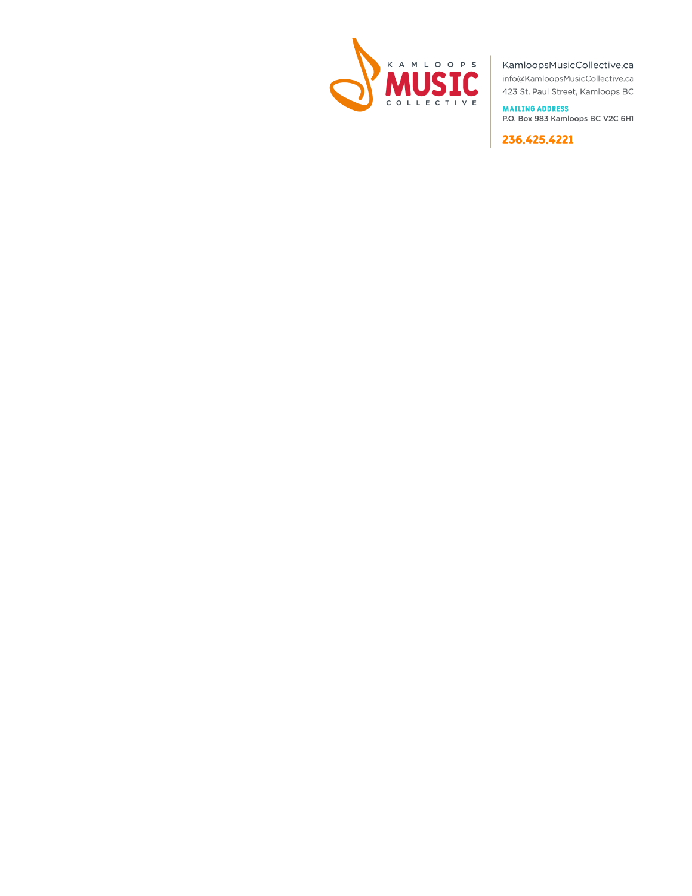KAMLOOPS
MUSIC
COLLECTIVE

KamloopsMusicCollective.ca
info@KamloopsMusicCollective.ca
423 St. Paul Street, Kamloops BC

**MAILING ADDRESS**
P.O. Box 983 Kamloops BC V2C 6H1

**236.425.4221**